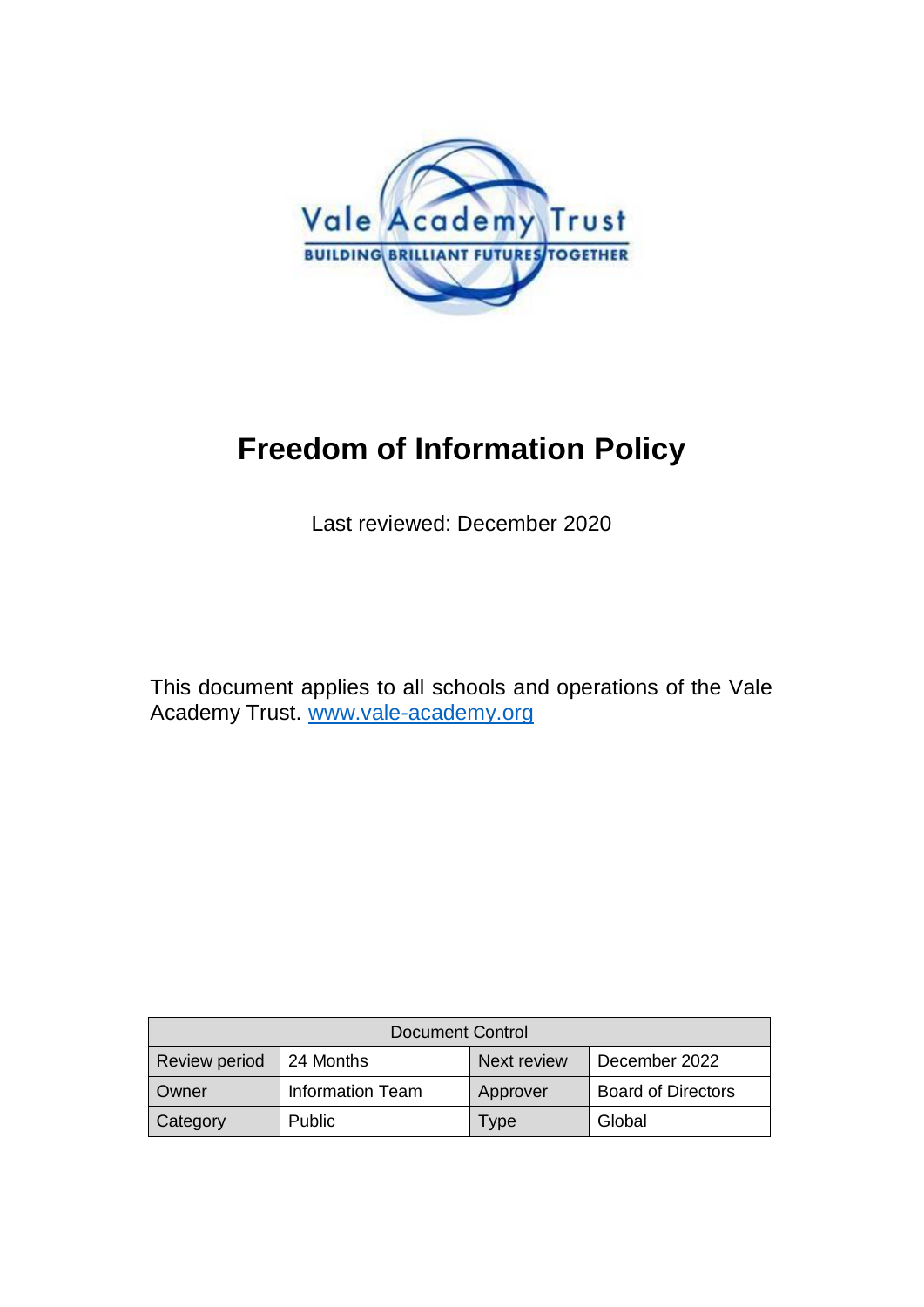Vale Academy Trust

BUILDING BRILLIANT FUTURES TOGETHER

# Freedom of Information Policy

Last reviewed: December 2020

This document applies to all schools and operations of the Vale Academy Trust. [www.vale-academy.org](http://www.vale-academy.org)

| Document Control | | | |
|---|---|---|---|
| Review period | 24 Months | Next review | December 2022 |
| Owner | Information Team | Approver | Board of Directors |
| Category | Public | Type | Global |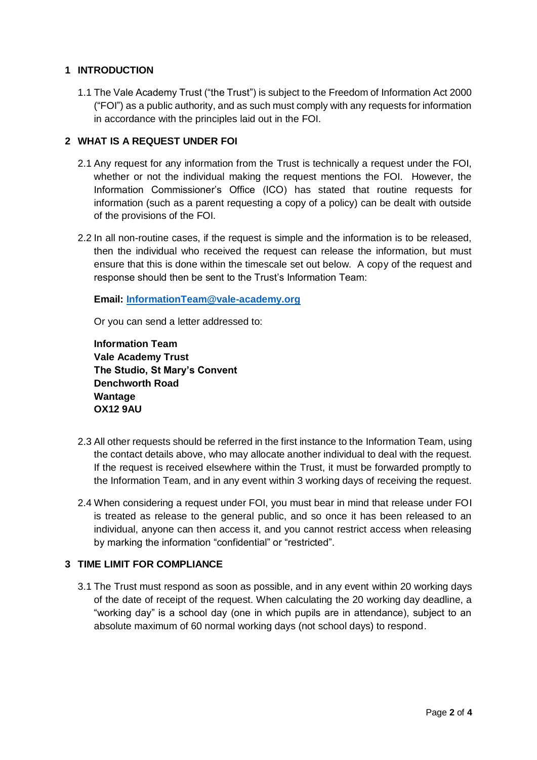## 1 INTRODUCTION

1.1 The Vale Academy Trust ("the Trust") is subject to the Freedom of Information Act 2000 ("FOI") as a public authority, and as such must comply with any requests for information in accordance with the principles laid out in the FOI.

## 2 WHAT IS A REQUEST UNDER FOI

2.1 Any request for any information from the Trust is technically a request under the FOI, whether or not the individual making the request mentions the FOI. However, the Information Commissioner's Office (ICO) has stated that routine requests for information (such as a parent requesting a copy of a policy) can be dealt with outside of the provisions of the FOI.

2.2 In all non-routine cases, if the request is simple and the information is to be released, then the individual who received the request can release the information, but must ensure that this is done within the timescale set out below. A copy of the request and response should then be sent to the Trust's Information Team:

**Email: [InformationTeam@vale-academy.org](mailto:InformationTeam@vale-academy.org)**

Or you can send a letter addressed to:

**Information Team**
**Vale Academy Trust**
**The Studio, St Mary's Convent**
**Denchworth Road**
**Wantage**
**OX12 9AU**

2.3 All other requests should be referred in the first instance to the Information Team, using the contact details above, who may allocate another individual to deal with the request. If the request is received elsewhere within the Trust, it must be forwarded promptly to the Information Team, and in any event within 3 working days of receiving the request.

2.4 When considering a request under FOI, you must bear in mind that release under FOI is treated as release to the general public, and so once it has been released to an individual, anyone can then access it, and you cannot restrict access when releasing by marking the information "confidential" or "restricted".

## 3 TIME LIMIT FOR COMPLIANCE

3.1 The Trust must respond as soon as possible, and in any event within 20 working days of the date of receipt of the request. When calculating the 20 working day deadline, a "working day" is a school day (one in which pupils are in attendance), subject to an absolute maximum of 60 normal working days (not school days) to respond.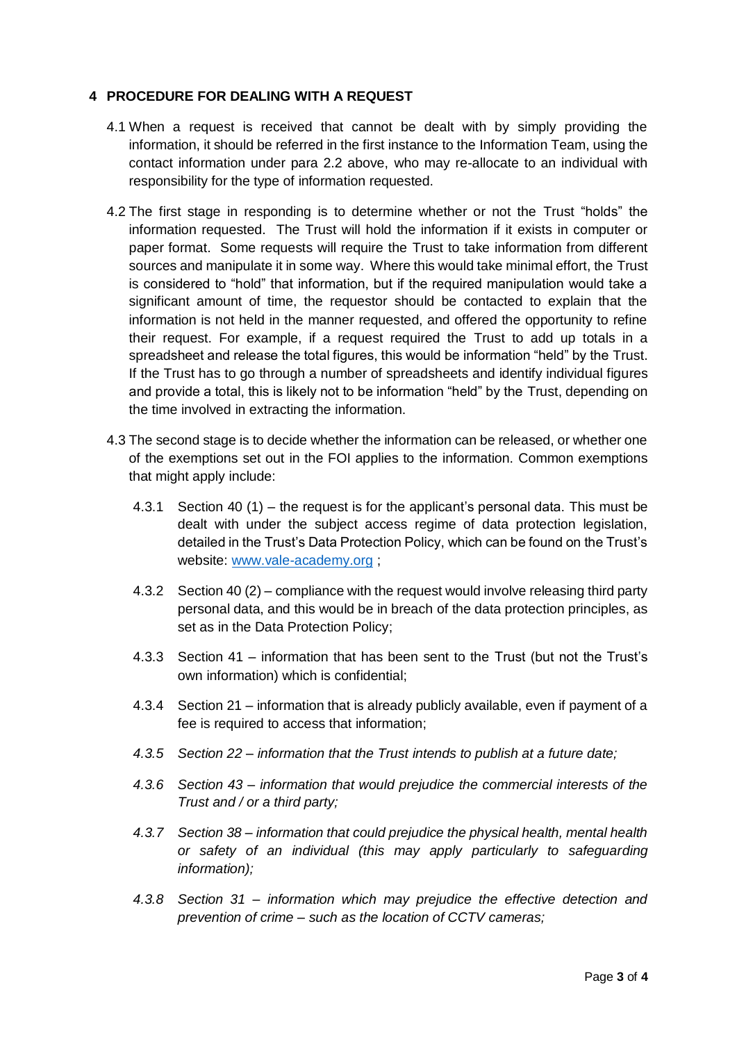## 4 PROCEDURE FOR DEALING WITH A REQUEST

4.1 When a request is received that cannot be dealt with by simply providing the information, it should be referred in the first instance to the Information Team, using the contact information under para 2.2 above, who may re-allocate to an individual with responsibility for the type of information requested.

4.2 The first stage in responding is to determine whether or not the Trust "holds" the information requested. The Trust will hold the information if it exists in computer or paper format. Some requests will require the Trust to take information from different sources and manipulate it in some way. Where this would take minimal effort, the Trust is considered to "hold" that information, but if the required manipulation would take a significant amount of time, the requestor should be contacted to explain that the information is not held in the manner requested, and offered the opportunity to refine their request. For example, if a request required the Trust to add up totals in a spreadsheet and release the total figures, this would be information "held" by the Trust. If the Trust has to go through a number of spreadsheets and identify individual figures and provide a total, this is likely not to be information "held" by the Trust, depending on the time involved in extracting the information.

4.3 The second stage is to decide whether the information can be released, or whether one of the exemptions set out in the FOI applies to the information. Common exemptions that might apply include:

4.3.1 Section 40 (1) – the request is for the applicant's personal data. This must be dealt with under the subject access regime of data protection legislation, detailed in the Trust's Data Protection Policy, which can be found on the Trust's website: [www.vale-academy.org](http://www.vale-academy.org) ;

4.3.2 Section 40 (2) – compliance with the request would involve releasing third party personal data, and this would be in breach of the data protection principles, as set as in the Data Protection Policy;

4.3.3 Section 41 – information that has been sent to the Trust (but not the Trust's own information) which is confidential;

4.3.4 Section 21 – information that is already publicly available, even if payment of a fee is required to access that information;

*4.3.5 Section 22 – information that the Trust intends to publish at a future date;*

*4.3.6 Section 43 – information that would prejudice the commercial interests of the Trust and / or a third party;*

*4.3.7 Section 38 – information that could prejudice the physical health, mental health or safety of an individual (this may apply particularly to safeguarding information);*

*4.3.8 Section 31 – information which may prejudice the effective detection and prevention of crime – such as the location of CCTV cameras;*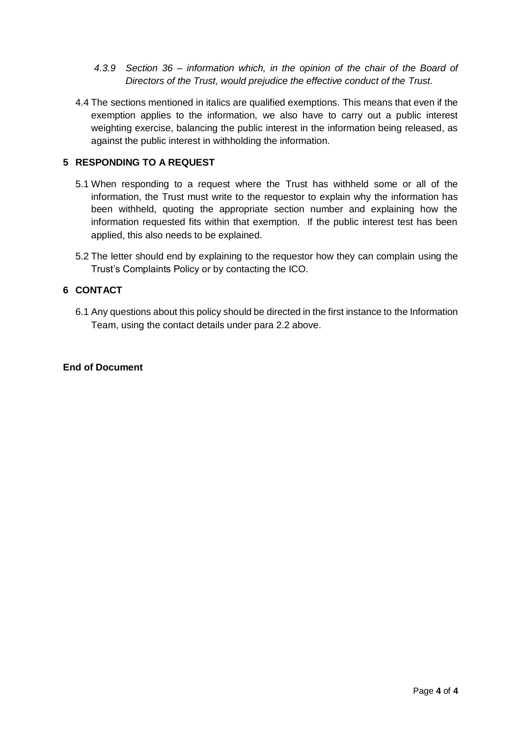*4.3.9 Section 36 – information which, in the opinion of the chair of the Board of Directors of the Trust, would prejudice the effective conduct of the Trust.*

4.4 The sections mentioned in italics are qualified exemptions. This means that even if the exemption applies to the information, we also have to carry out a public interest weighting exercise, balancing the public interest in the information being released, as against the public interest in withholding the information.

## 5 RESPONDING TO A REQUEST

5.1 When responding to a request where the Trust has withheld some or all of the information, the Trust must write to the requestor to explain why the information has been withheld, quoting the appropriate section number and explaining how the information requested fits within that exemption. If the public interest test has been applied, this also needs to be explained.

5.2 The letter should end by explaining to the requestor how they can complain using the Trust's Complaints Policy or by contacting the ICO.

## 6 CONTACT

6.1 Any questions about this policy should be directed in the first instance to the Information Team, using the contact details under para 2.2 above.

**End of Document**